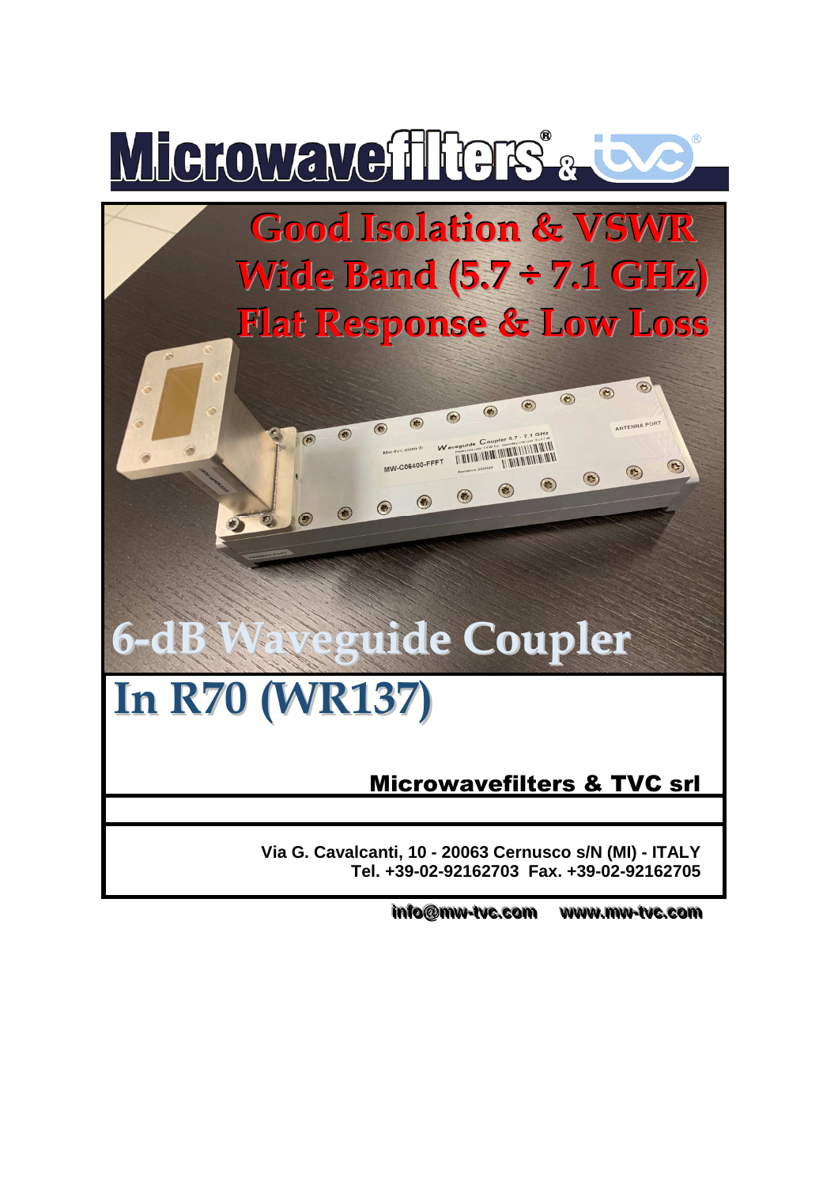# Microwavefilters® & tvc®

**Good Isolation & VSWR**
**Wide Band (5.7 ÷ 7.1 GHz)**
**Flat Response & Low Loss**

# 6-dB Waveguide Coupler

# In R70 (WR137)

**Microwavefilters & TVC srl**

**Via G. Cavalcanti, 10 - 20063 Cernusco s/N (MI) - ITALY**
**Tel. +39-02-92162703 Fax. +39-02-92162705**

**info@mw-tvc.com www.mw-tvc.com**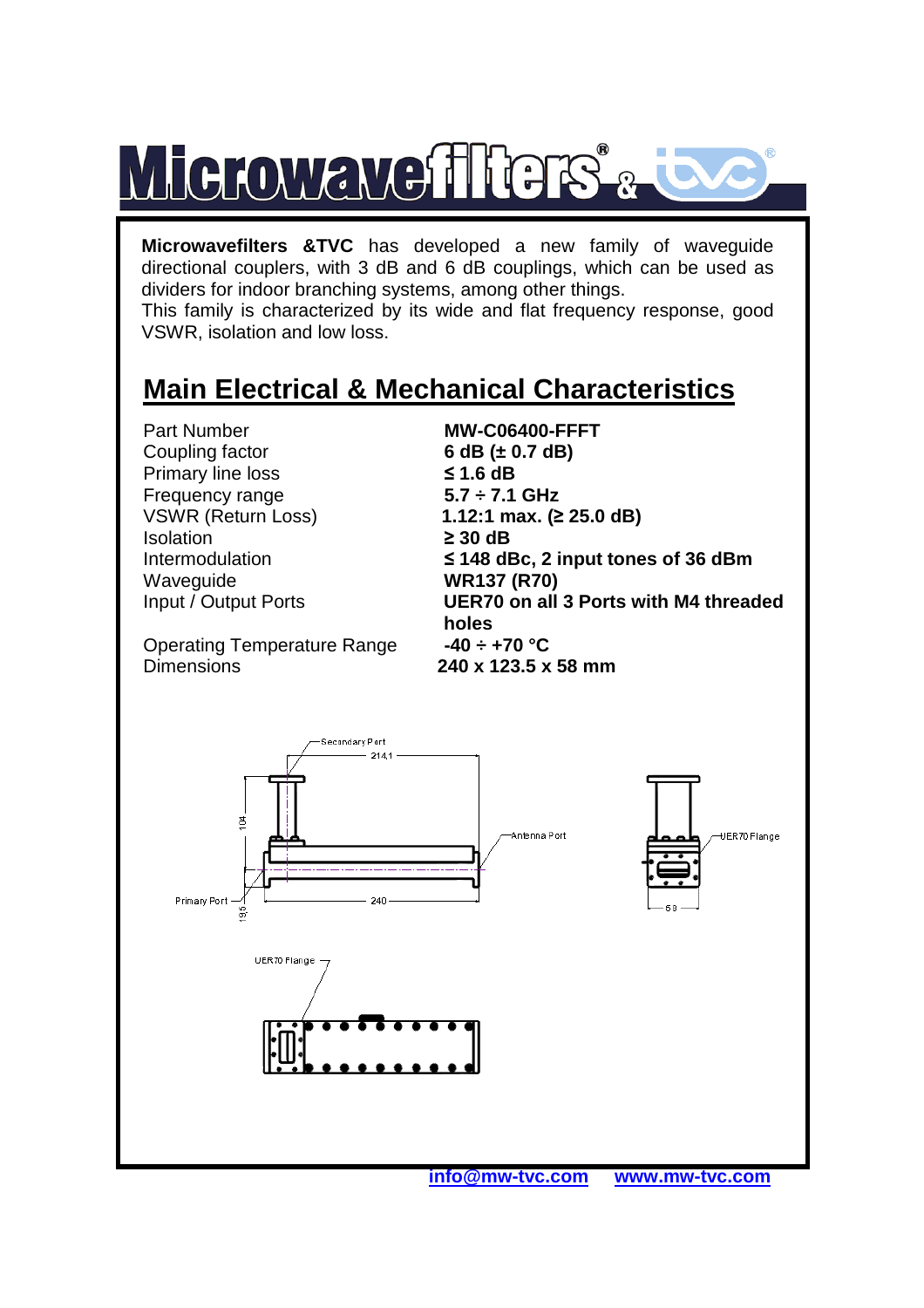**Microwavefilters &TVC** has developed a new family of waveguide directional couplers, with 3 dB and 6 dB couplings, which can be used as dividers for indoor branching systems, among other things.
This family is characterized by its wide and flat frequency response, good VSWR, isolation and low loss.

## Main Electrical & Mechanical Characteristics

| | |
|---|---|
| Part Number | **MW-C06400-FFFT** |
| Coupling factor | **6 dB (± 0.7 dB)** |
| Primary line loss | **≤ 1.6 dB** |
| Frequency range | **5.7 ÷ 7.1 GHz** |
| VSWR (Return Loss) | **1.12:1 max. (≥ 25.0 dB)** |
| Isolation | **≥ 30 dB** |
| Intermodulation | **≤ 148 dBc, 2 input tones of 36 dBm** |
| Waveguide | **WR137 (R70)** |
| Input / Output Ports | **UER70 on all 3 Ports with M4 threaded holes** |
| Operating Temperature Range | **-40 ÷ +70 °C** |
| Dimensions | **240 x 123.5 x 58 mm** |

Secondary Port
214,1
104
Antenna Port
Primary Port
240
19,5
UER70 Flange
58
UER70 Flange

info@mw-tvc.com www.mw-tvc.com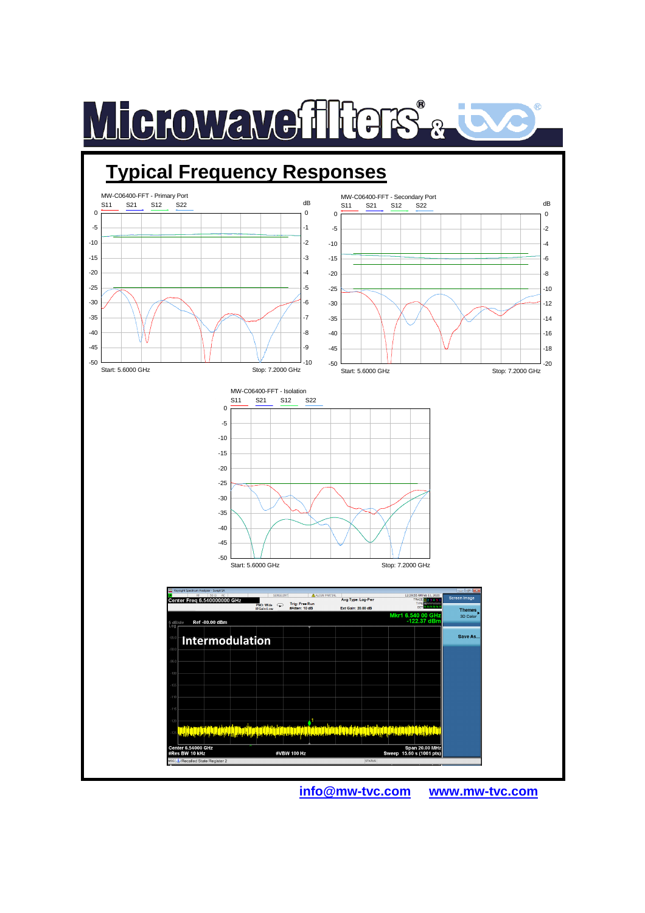# Typical Frequency Responses

MW-C06400-FFT - Primary Port

S11 S21 S12 S22

dB

0, -5, -10, -15, -20, -25, -30, -35, -40, -45, -50

0, -1, -2, -3, -4, -5, -6, -7, -8, -9, -10

Start: 5.6000 GHz

Stop: 7.2000 GHz

MW-C06400-FFT - Secondary Port

S11 S21 S12 S22

dB

0, -5, -10, -15, -20, -25, -30, -35, -40, -45, -50

0, -2, -4, -6, -8, -10, -12, -14, -16, -18, -20

Start: 5.6000 GHz

Stop: 7.2000 GHz

MW-C06400-FFT - Isolation

S11 S21 S12 S22

0, -5, -10, -15, -20, -25, -30, -35, -40, -45, -50

Start: 5.6000 GHz

Stop: 7.2000 GHz

Center Freq 6.540000000 GHz

Avg Type: Log-Pwr

Trig: Free Run

#Atten: 10 dB

Ext Gain: 20.00 dB

Mkr1 6.540 00 GHz

-122.37 dBm

Ref -80.00 dBm

Intermodulation

Center 6.54000 GHz

#Res BW 10 kHz

#VBW 100 Hz

Span 20.00 MHz

Sweep 15.60 s (1001 pts)

Recalled State Register 2

Screen Image

Themes

3D Color

Save As...

info@mw-tvc.com www.mw-tvc.com